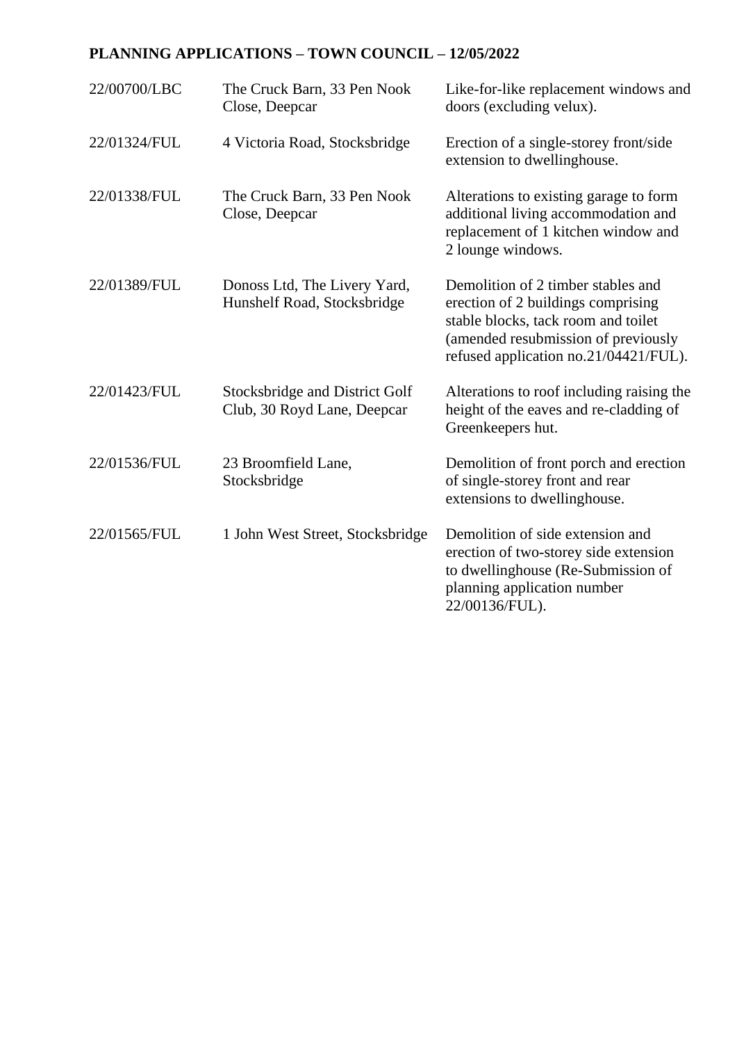**PLANNING APPLICATIONS – TOWN COUNCIL – 12/05/2022**

| | | |
|---|---|---|
| 22/00700/LBC | The Cruck Barn, 33 Pen Nook Close, Deepcar | Like-for-like replacement windows and doors (excluding velux). |
| 22/01324/FUL | 4 Victoria Road, Stocksbridge | Erection of a single-storey front/side extension to dwellinghouse. |
| 22/01338/FUL | The Cruck Barn, 33 Pen Nook Close, Deepcar | Alterations to existing garage to form additional living accommodation and replacement of 1 kitchen window and 2 lounge windows. |
| 22/01389/FUL | Donoss Ltd, The Livery Yard, Hunshelf Road, Stocksbridge | Demolition of 2 timber stables and erection of 2 buildings comprising stable blocks, tack room and toilet (amended resubmission of previously refused application no.21/04421/FUL). |
| 22/01423/FUL | Stocksbridge and District Golf Club, 30 Royd Lane, Deepcar | Alterations to roof including raising the height of the eaves and re-cladding of Greenkeepers hut. |
| 22/01536/FUL | 23 Broomfield Lane, Stocksbridge | Demolition of front porch and erection of single-storey front and rear extensions to dwellinghouse. |
| 22/01565/FUL | 1 John West Street, Stocksbridge | Demolition of side extension and erection of two-storey side extension to dwellinghouse (Re-Submission of planning application number 22/00136/FUL). |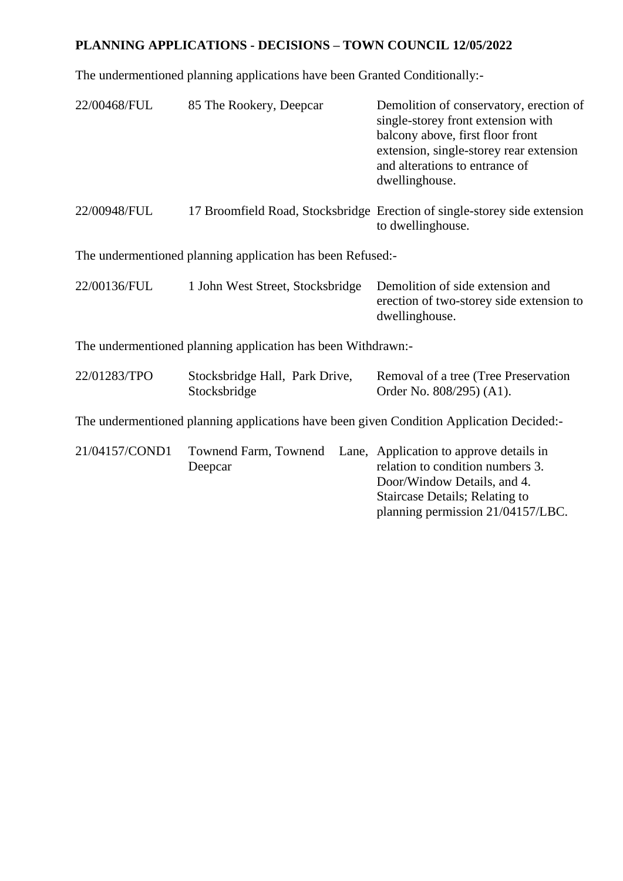**PLANNING APPLICATIONS - DECISIONS – TOWN COUNCIL 12/05/2022**

The undermentioned planning applications have been Granted Conditionally:-

| | | |
|---|---|---|
| 22/00468/FUL | 85 The Rookery, Deepcar | Demolition of conservatory, erection of single-storey front extension with balcony above, first floor front extension, single-storey rear extension and alterations to entrance of dwellinghouse. |
| 22/00948/FUL | 17 Broomfield Road, Stocksbridge | Erection of single-storey side extension to dwellinghouse. |

The undermentioned planning application has been Refused:-

| | | |
|---|---|---|
| 22/00136/FUL | 1 John West Street, Stocksbridge | Demolition of side extension and erection of two-storey side extension to dwellinghouse. |

The undermentioned planning application has been Withdrawn:-

| | | |
|---|---|---|
| 22/01283/TPO | Stocksbridge Hall, Park Drive, Stocksbridge | Removal of a tree (Tree Preservation Order No. 808/295) (A1). |

The undermentioned planning applications have been given Condition Application Decided:-

| | | |
|---|---|---|
| 21/04157/COND1 | Townend Farm, Townend Lane, Deepcar | Application to approve details in relation to condition numbers 3. Door/Window Details, and 4. Staircase Details; Relating to planning permission 21/04157/LBC. |